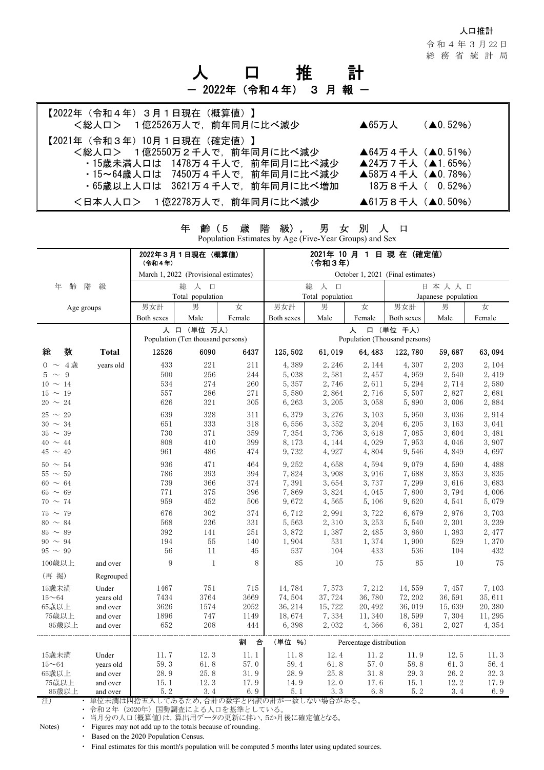人口推計

令和４年３月22日
総務省統計局

# 人　口　推　計

## － 2022年（令和４年） ３ 月 報 －

【2022年（令和４年）３月１日現在（概算値）】
＜総人口＞　１億2526万人で，前年同月に比べ減少　　▲65万人　（▲0.52%）

【2021年（令和３年）10月１日現在（確定値）】
＜総人口＞　１億2550万２千人で，前年同月に比べ減少　　▲64万４千人（▲0.51%）
・15歳未満人口は　1478万４千人で，前年同月に比べ減少　　▲24万７千人（▲1.65%）
・15～64歳人口は　7450万４千人で，前年同月に比べ減少　　▲58万４千人（▲0.78%）
・65歳以上人口は　3621万４千人で，前年同月に比べ増加　　18万８千人（ 0.52%）

＜日本人人口＞　１億2278万人で，前年同月に比べ減少　　▲61万８千人（▲0.50%）

### 年齢（５歳階級），男女別人口
Population Estimates by Age (Five-Year Groups) and Sex

| 年齢階級 Age groups | | 2022年３月１日現在（概算値）（令和４年） March 1, 2022 (Provisional estimates) 総人口 Total population | | | 2021年10月１日現在（確定値）（令和３年） October 1, 2021 (Final estimates) 総人口 Total population | | | 日本人人口 Japanese population | | |
|---|---|---|---|---|---|---|---|---|---|---|
| | | 男女計 Both sexes | 男 Male | 女 Female | 男女計 Both sexes | 男 Male | 女 Female | 男女計 Both sexes | 男 Male | 女 Female |
| | | 人口（単位 万人） Population (Ten thousand persons) | | | 人口（単位 千人） Population (Thousand persons) | | | | | |
| **総数** | **Total** | 12526 | 6090 | 6437 | 125,502 | 61,019 | 64,483 | 122,780 | 59,687 | 63,094 |
| 0 ～ 4歳 | years old | 433 | 221 | 211 | 4,389 | 2,246 | 2,144 | 4,307 | 2,203 | 2,104 |
| 5 ～ 9 | | 500 | 256 | 244 | 5,038 | 2,581 | 2,457 | 4,959 | 2,540 | 2,419 |
| 10 ～ 14 | | 534 | 274 | 260 | 5,357 | 2,746 | 2,611 | 5,294 | 2,714 | 2,580 |
| 15 ～ 19 | | 557 | 286 | 271 | 5,580 | 2,864 | 2,716 | 5,507 | 2,827 | 2,681 |
| 20 ～ 24 | | 626 | 321 | 305 | 6,263 | 3,205 | 3,058 | 5,890 | 3,006 | 2,884 |
| 25 ～ 29 | | 639 | 328 | 311 | 6,379 | 3,276 | 3,103 | 5,950 | 3,036 | 2,914 |
| 30 ～ 34 | | 651 | 333 | 318 | 6,556 | 3,352 | 3,204 | 6,205 | 3,163 | 3,041 |
| 35 ～ 39 | | 730 | 371 | 359 | 7,354 | 3,736 | 3,618 | 7,085 | 3,604 | 3,481 |
| 40 ～ 44 | | 808 | 410 | 399 | 8,173 | 4,144 | 4,029 | 7,953 | 4,046 | 3,907 |
| 45 ～ 49 | | 961 | 486 | 474 | 9,732 | 4,927 | 4,804 | 9,546 | 4,849 | 4,697 |
| 50 ～ 54 | | 936 | 471 | 464 | 9,252 | 4,658 | 4,594 | 9,079 | 4,590 | 4,488 |
| 55 ～ 59 | | 786 | 393 | 394 | 7,824 | 3,908 | 3,916 | 7,688 | 3,853 | 3,835 |
| 60 ～ 64 | | 739 | 366 | 374 | 7,391 | 3,654 | 3,737 | 7,299 | 3,616 | 3,683 |
| 65 ～ 69 | | 771 | 375 | 396 | 7,869 | 3,824 | 4,045 | 7,800 | 3,794 | 4,006 |
| 70 ～ 74 | | 959 | 452 | 506 | 9,672 | 4,565 | 5,106 | 9,620 | 4,541 | 5,079 |
| 75 ～ 79 | | 676 | 302 | 374 | 6,712 | 2,991 | 3,722 | 6,679 | 2,976 | 3,703 |
| 80 ～ 84 | | 568 | 236 | 331 | 5,563 | 2,310 | 3,253 | 5,540 | 2,301 | 3,239 |
| 85 ～ 89 | | 392 | 141 | 251 | 3,872 | 1,387 | 2,485 | 3,860 | 1,383 | 2,477 |
| 90 ～ 94 | | 194 | 55 | 140 | 1,904 | 531 | 1,374 | 1,900 | 529 | 1,370 |
| 95 ～ 99 | | 56 | 11 | 45 | 537 | 104 | 433 | 536 | 104 | 432 |
| 100歳以上 | and over | 9 | 1 | 8 | 85 | 10 | 75 | 85 | 10 | 75 |
| (再掲) | Regrouped | | | | | | | | | |
| 15歳未満 | Under | 1467 | 751 | 715 | 14,784 | 7,573 | 7,212 | 14,559 | 7,457 | 7,103 |
| 15～64 | years old | 7434 | 3764 | 3669 | 74,504 | 37,724 | 36,780 | 72,202 | 36,591 | 35,611 |
| 65歳以上 | and over | 3626 | 1574 | 2052 | 36,214 | 15,722 | 20,492 | 36,019 | 15,639 | 20,380 |
| 75歳以上 | and over | 1896 | 747 | 1149 | 18,674 | 7,334 | 11,340 | 18,599 | 7,304 | 11,295 |
| 85歳以上 | and over | 652 | 208 | 444 | 6,398 | 2,032 | 4,366 | 6,381 | 2,027 | 4,354 |
| | | 割合（単位 %） Percentage distribution | | | | | | | | |
| 15歳未満 | Under | 11.7 | 12.3 | 11.1 | 11.8 | 12.4 | 11.2 | 11.9 | 12.5 | 11.3 |
| 15～64 | years old | 59.3 | 61.8 | 57.0 | 59.4 | 61.8 | 57.0 | 58.8 | 61.3 | 56.4 |
| 65歳以上 | and over | 28.9 | 25.8 | 31.9 | 28.9 | 25.8 | 31.8 | 29.3 | 26.2 | 32.3 |
| 75歳以上 | and over | 15.1 | 12.3 | 17.9 | 14.9 | 12.0 | 17.6 | 15.1 | 12.2 | 17.9 |
| 85歳以上 | and over | 5.2 | 3.4 | 6.9 | 5.1 | 3.3 | 6.8 | 5.2 | 3.4 | 6.9 |

注）
・単位未満は四捨五入してあるため，合計の数字と内訳の計が一致しない場合がある。
・令和２年（2020年）国勢調査による人口を基準としている。
・当月分の人口(概算値)は，算出用データの更新に伴い，5か月後に確定値となる。

Notes)
・ Figures may not add up to the totals because of rounding.
・ Based on the 2020 Population Census.
・ Final estimates for this month's population will be computed 5 months later using updated sources.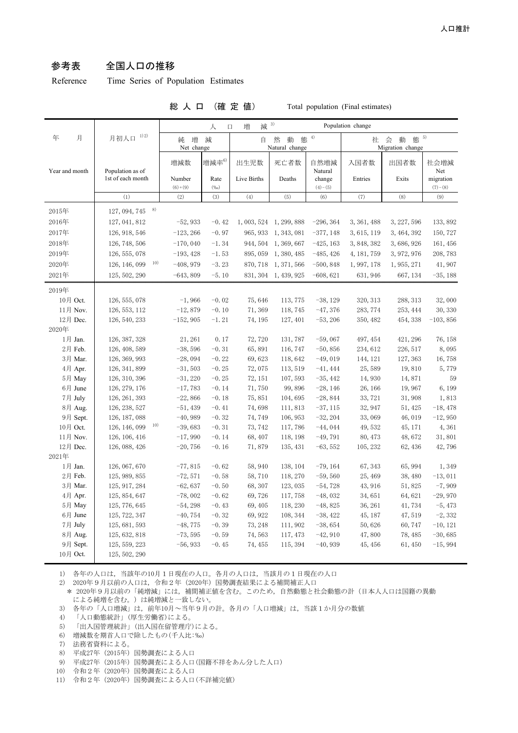## 参考表　全国人口の推移

Reference　Time Series of Population Estimates

総 人 口 （確 定 値）　Total population (Final estimates)

| 年　月<br>Year and month | 月初人口 1)2)<br>Population as of 1st of each month | 人口増減 3) Population change | | | | | | | |
|---|---|---|---|---|---|---|---|---|---|
| | | 純増減 Net change | | 自然動態 4) Natural change | | | 社会動態 5) Migration change | | |
| | | 増減数<br>Number<br>(6)+(9) | 増減率6)<br>Rate<br>(‰) | 出生児数<br>Live Births | 死亡者数<br>Deaths | 自然増減<br>Natural change<br>(4)−(5) | 入国者数<br>Entries | 出国者数<br>Exits | 社会増減<br>Net migration<br>(7)−(8) |
| | (1) | (2) | (3) | (4) | (5) | (6) | (7) | (8) | (9) |
| 2015年 | 127, 094, 745 8) | | | | | | | | |
| 2016年 | 127, 041, 812 | −52, 933 | −0. 42 | 1, 003, 524 | 1, 299, 888 | −296, 364 | 3, 361, 488 | 3, 227, 596 | 133, 892 |
| 2017年 | 126, 918, 546 | −123, 266 | −0. 97 | 965, 933 | 1, 343, 081 | −377, 148 | 3, 615, 119 | 3, 464, 392 | 150, 727 |
| 2018年 | 126, 748, 506 | −170, 040 | −1. 34 | 944, 504 | 1, 369, 667 | −425, 163 | 3, 848, 382 | 3, 686, 926 | 161, 456 |
| 2019年 | 126, 555, 078 | −193, 428 | −1. 53 | 895, 059 | 1, 380, 485 | −485, 426 | 4, 181, 759 | 3, 972, 976 | 208, 783 |
| 2020年 | 126, 146, 099 10) | −408, 979 | −3. 23 | 870, 718 | 1, 371, 566 | −500, 848 | 1, 997, 178 | 1, 955, 271 | 41, 907 |
| 2021年 | 125, 502, 290 | −643, 809 | −5. 10 | 831, 304 | 1, 439, 925 | −608, 621 | 631, 946 | 667, 134 | −35, 188 |
| 2019年 | | | | | | | | | |
| 10月 Oct. | 126, 555, 078 | −1, 966 | −0. 02 | 75, 646 | 113, 775 | −38, 129 | 320, 313 | 288, 313 | 32, 000 |
| 11月 Nov. | 126, 553, 112 | −12, 879 | −0. 10 | 71, 369 | 118, 745 | −47, 376 | 283, 774 | 253, 444 | 30, 330 |
| 12月 Dec. | 126, 540, 233 | −152, 905 | −1. 21 | 74, 195 | 127, 401 | −53, 206 | 350, 482 | 454, 338 | −103, 856 |
| 2020年 | | | | | | | | | |
| 1月 Jan. | 126, 387, 328 | 21, 261 | 0. 17 | 72, 720 | 131, 787 | −59, 067 | 497, 454 | 421, 296 | 76, 158 |
| 2月 Feb. | 126, 408, 589 | −38, 596 | −0. 31 | 65, 891 | 116, 747 | −50, 856 | 234, 612 | 226, 517 | 8, 095 |
| 3月 Mar. | 126, 369, 993 | −28, 094 | −0. 22 | 69, 623 | 118, 642 | −49, 019 | 144, 121 | 127, 363 | 16, 758 |
| 4月 Apr. | 126, 341, 899 | −31, 503 | −0. 25 | 72, 075 | 113, 519 | −41, 444 | 25, 589 | 19, 810 | 5, 779 |
| 5月 May | 126, 310, 396 | −31, 220 | −0. 25 | 72, 151 | 107, 593 | −35, 442 | 14, 930 | 14, 871 | 59 |
| 6月 June | 126, 279, 176 | −17, 783 | −0. 14 | 71, 750 | 99, 896 | −28, 146 | 26, 166 | 19, 967 | 6, 199 |
| 7月 July | 126, 261, 393 | −22, 866 | −0. 18 | 75, 851 | 104, 695 | −28, 844 | 33, 721 | 31, 908 | 1, 813 |
| 8月 Aug. | 126, 238, 527 | −51, 439 | −0. 41 | 74, 698 | 111, 813 | −37, 115 | 32, 947 | 51, 425 | −18, 478 |
| 9月 Sept. | 126, 187, 088 | −40, 989 | −0. 32 | 74, 749 | 106, 953 | −32, 204 | 33, 069 | 46, 019 | −12, 950 |
| 10月 Oct. | 126, 146, 099 10) | −39, 683 | −0. 31 | 73, 742 | 117, 786 | −44, 044 | 49, 532 | 45, 171 | 4, 361 |
| 11月 Nov. | 126, 106, 416 | −17, 990 | −0. 14 | 68, 407 | 118, 198 | −49, 791 | 80, 473 | 48, 672 | 31, 801 |
| 12月 Dec. | 126, 088, 426 | −20, 756 | −0. 16 | 71, 879 | 135, 431 | −63, 552 | 105, 232 | 62, 436 | 42, 796 |
| 2021年 | | | | | | | | | |
| 1月 Jan. | 126, 067, 670 | −77, 815 | −0. 62 | 58, 940 | 138, 104 | −79, 164 | 67, 343 | 65, 994 | 1, 349 |
| 2月 Feb. | 125, 989, 855 | −72, 571 | −0. 58 | 58, 710 | 118, 270 | −59, 560 | 25, 469 | 38, 480 | −13, 011 |
| 3月 Mar. | 125, 917, 284 | −62, 637 | −0. 50 | 68, 307 | 123, 035 | −54, 728 | 43, 916 | 51, 825 | −7, 909 |
| 4月 Apr. | 125, 854, 647 | −78, 002 | −0. 62 | 69, 726 | 117, 758 | −48, 032 | 34, 651 | 64, 621 | −29, 970 |
| 5月 May | 125, 776, 645 | −54, 298 | −0. 43 | 69, 405 | 118, 230 | −48, 825 | 36, 261 | 41, 734 | −5, 473 |
| 6月 June | 125, 722, 347 | −40, 754 | −0. 32 | 69, 922 | 108, 344 | −38, 422 | 45, 187 | 47, 519 | −2, 332 |
| 7月 July | 125, 681, 593 | −48, 775 | −0. 39 | 73, 248 | 111, 902 | −38, 654 | 50, 626 | 60, 747 | −10, 121 |
| 8月 Aug. | 125, 632, 818 | −73, 595 | −0. 59 | 74, 563 | 117, 473 | −42, 910 | 47, 800 | 78, 485 | −30, 685 |
| 9月 Sept. | 125, 559, 223 | −56, 933 | −0. 45 | 74, 455 | 115, 394 | −40, 939 | 45, 456 | 61, 450 | −15, 994 |
| 10月 Oct. | 125, 502, 290 | | | | | | | | |

1)　各年の人口は，当該年の10月１日現在の人口。各月の人口は，当該月の１日現在の人口
2)　2020年９月以前の人口は，令和２年（2020年）国勢調査結果による補間補正人口
　＊ 2020年９月以前の「純増減」には，補間補正値を含む。このため，自然動態と社会動態の計（日本人人口は国籍の異動による純増を含む。）は純増減と一致しない。
3)　各年の「人口増減」は，前年10月～当年９月の計。各月の「人口増減」は，当該１か月分の数値
4)　「人口動態統計」（厚生労働省）による。
5)　「出入国管理統計」（出入国在留管理庁）による。
6)　増減数を期首人口で除したもの（千人比:‰）
7)　法務省資料による。
8)　平成27年（2015年）国勢調査による人口
9)　平成27年（2015年）国勢調査による人口（国籍不詳をあん分した人口）
10)　令和２年（2020年）国勢調査による人口
11)　令和２年（2020年）国勢調査による人口（不詳補完値）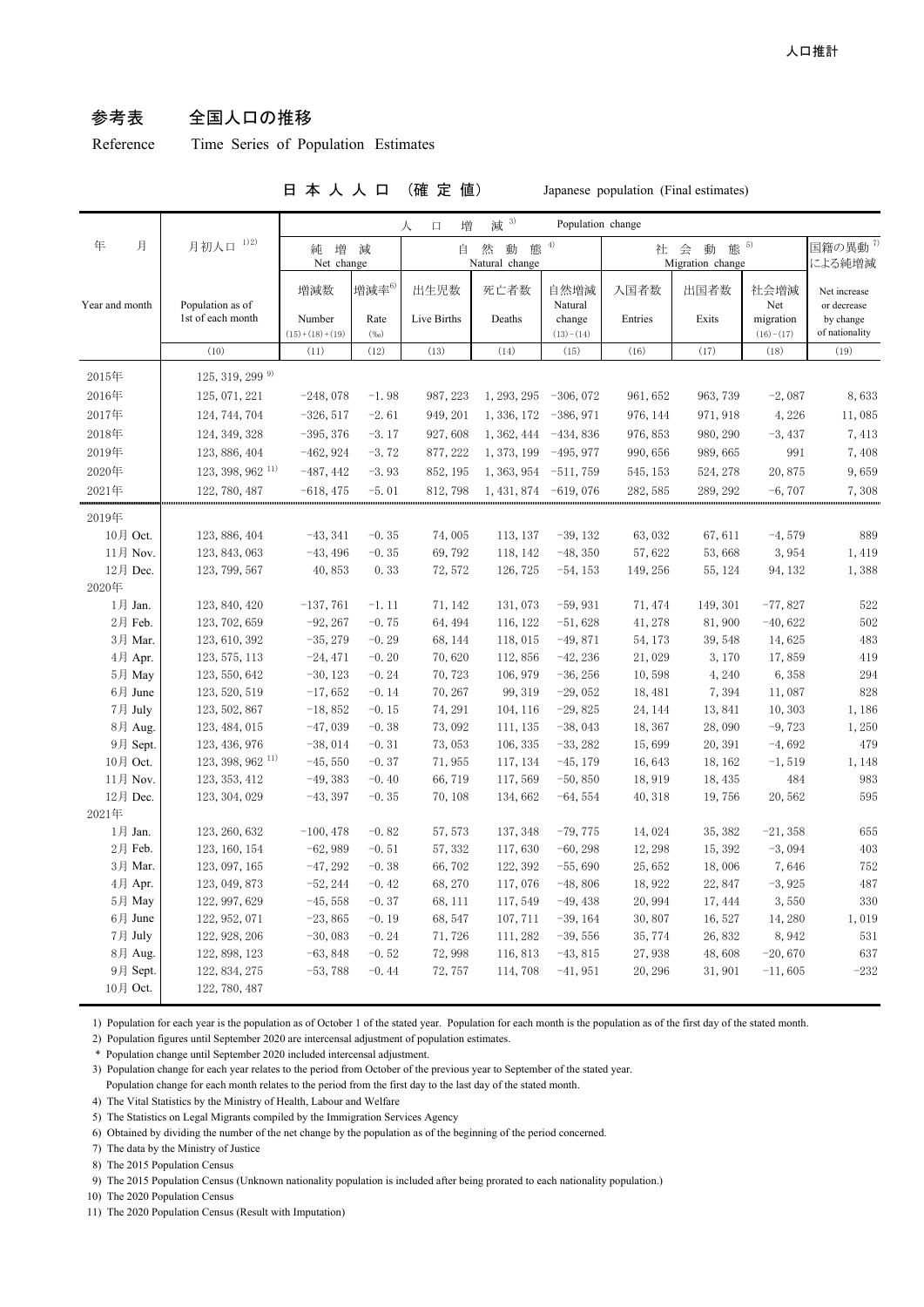## 参考表　全国人口の推移

Reference　Time Series of Population Estimates

**日本人人口　（確定値）**　Japanese population (Final estimates)

| 年　月<br>Year and month | 月初人口 1)2)<br>Population as of 1st of each month | 人口増減 3) Population change<br>純増減 Net change<br>増減数<br>Number<br>(15)+(18)+(19) | 増減率6)<br>Rate<br>(‰) | 自然動態 4) Natural change<br>出生児数<br>Live Births | 死亡者数<br>Deaths | 自然増減<br>Natural change<br>(13)−(14) | 社会動態 5) Migration change<br>入国者数<br>Entries | 出国者数<br>Exits | 社会増減<br>Net migration<br>(16)−(17) | 国籍の異動 7)による純増減<br>Net increase or decrease by change of nationality |
|---|---|---|---|---|---|---|---|---|---|---|
| | (10) | (11) | (12) | (13) | (14) | (15) | (16) | (17) | (18) | (19) |
| 2015年 | 125, 319, 299 9) | | | | | | | | | |
| 2016年 | 125, 071, 221 | −248, 078 | −1. 98 | 987, 223 | 1, 293, 295 | −306, 072 | 961, 652 | 963, 739 | −2, 087 | 8, 633 |
| 2017年 | 124, 744, 704 | −326, 517 | −2. 61 | 949, 201 | 1, 336, 172 | −386, 971 | 976, 144 | 971, 918 | 4, 226 | 11, 085 |
| 2018年 | 124, 349, 328 | −395, 376 | −3. 17 | 927, 608 | 1, 362, 444 | −434, 836 | 976, 853 | 980, 290 | −3, 437 | 7, 413 |
| 2019年 | 123, 886, 404 | −462, 924 | −3. 72 | 877, 222 | 1, 373, 199 | −495, 977 | 990, 656 | 989, 665 | 991 | 7, 408 |
| 2020年 | 123, 398, 962 11) | −487, 442 | −3. 93 | 852, 195 | 1, 363, 954 | −511, 759 | 545, 153 | 524, 278 | 20, 875 | 9, 659 |
| 2021年 | 122, 780, 487 | −618, 475 | −5. 01 | 812, 798 | 1, 431, 874 | −619, 076 | 282, 585 | 289, 292 | −6, 707 | 7, 308 |
| 2019年 | | | | | | | | | | |
| 10月 Oct. | 123, 886, 404 | −43, 341 | −0. 35 | 74, 005 | 113, 137 | −39, 132 | 63, 032 | 67, 611 | −4, 579 | 889 |
| 11月 Nov. | 123, 843, 063 | −43, 496 | −0. 35 | 69, 792 | 118, 142 | −48, 350 | 57, 622 | 53, 668 | 3, 954 | 1, 419 |
| 12月 Dec. | 123, 799, 567 | 40, 853 | 0. 33 | 72, 572 | 126, 725 | −54, 153 | 149, 256 | 55, 124 | 94, 132 | 1, 388 |
| 2020年 | | | | | | | | | | |
| 1月 Jan. | 123, 840, 420 | −137, 761 | −1. 11 | 71, 142 | 131, 073 | −59, 931 | 71, 474 | 149, 301 | −77, 827 | 522 |
| 2月 Feb. | 123, 702, 659 | −92, 267 | −0. 75 | 64, 494 | 116, 122 | −51, 628 | 41, 278 | 81, 900 | −40, 622 | 502 |
| 3月 Mar. | 123, 610, 392 | −35, 279 | −0. 29 | 68, 144 | 118, 015 | −49, 871 | 54, 173 | 39, 548 | 14, 625 | 483 |
| 4月 Apr. | 123, 575, 113 | −24, 471 | −0. 20 | 70, 620 | 112, 856 | −42, 236 | 21, 029 | 3, 170 | 17, 859 | 419 |
| 5月 May | 123, 550, 642 | −30, 123 | −0. 24 | 70, 723 | 106, 979 | −36, 256 | 10, 598 | 4, 240 | 6, 358 | 294 |
| 6月 June | 123, 520, 519 | −17, 652 | −0. 14 | 70, 267 | 99, 319 | −29, 052 | 18, 481 | 7, 394 | 11, 087 | 828 |
| 7月 July | 123, 502, 867 | −18, 852 | −0. 15 | 74, 291 | 104, 116 | −29, 825 | 24, 144 | 13, 841 | 10, 303 | 1, 186 |
| 8月 Aug. | 123, 484, 015 | −47, 039 | −0. 38 | 73, 092 | 111, 135 | −38, 043 | 18, 367 | 28, 090 | −9, 723 | 1, 250 |
| 9月 Sept. | 123, 436, 976 | −38, 014 | −0. 31 | 73, 053 | 106, 335 | −33, 282 | 15, 699 | 20, 391 | −4, 692 | 479 |
| 10月 Oct. | 123, 398, 962 11) | −45, 550 | −0. 37 | 71, 955 | 117, 134 | −45, 179 | 16, 643 | 18, 162 | −1, 519 | 1, 148 |
| 11月 Nov. | 123, 353, 412 | −49, 383 | −0. 40 | 66, 719 | 117, 569 | −50, 850 | 18, 919 | 18, 435 | 484 | 983 |
| 12月 Dec. | 123, 304, 029 | −43, 397 | −0. 35 | 70, 108 | 134, 662 | −64, 554 | 40, 318 | 19, 756 | 20, 562 | 595 |
| 2021年 | | | | | | | | | | |
| 1月 Jan. | 123, 260, 632 | −100, 478 | −0. 82 | 57, 573 | 137, 348 | −79, 775 | 14, 024 | 35, 382 | −21, 358 | 655 |
| 2月 Feb. | 123, 160, 154 | −62, 989 | −0. 51 | 57, 332 | 117, 630 | −60, 298 | 12, 298 | 15, 392 | −3, 094 | 403 |
| 3月 Mar. | 123, 097, 165 | −47, 292 | −0. 38 | 66, 702 | 122, 392 | −55, 690 | 25, 652 | 18, 006 | 7, 646 | 752 |
| 4月 Apr. | 123, 049, 873 | −52, 244 | −0. 42 | 68, 270 | 117, 076 | −48, 806 | 18, 922 | 22, 847 | −3, 925 | 487 |
| 5月 May | 122, 997, 629 | −45, 558 | −0. 37 | 68, 111 | 117, 549 | −49, 438 | 20, 994 | 17, 444 | 3, 550 | 330 |
| 6月 June | 122, 952, 071 | −23, 865 | −0. 19 | 68, 547 | 107, 711 | −39, 164 | 30, 807 | 16, 527 | 14, 280 | 1, 019 |
| 7月 July | 122, 928, 206 | −30, 083 | −0. 24 | 71, 726 | 111, 282 | −39, 556 | 35, 774 | 26, 832 | 8, 942 | 531 |
| 8月 Aug. | 122, 898, 123 | −63, 848 | −0. 52 | 72, 998 | 116, 813 | −43, 815 | 27, 938 | 48, 608 | −20, 670 | 637 |
| 9月 Sept. | 122, 834, 275 | −53, 788 | −0. 44 | 72, 757 | 114, 708 | −41, 951 | 20, 296 | 31, 901 | −11, 605 | −232 |
| 10月 Oct. | 122, 780, 487 | | | | | | | | | |

1) Population for each year is the population as of October 1 of the stated year. Population for each month is the population as of the first day of the stated month.
2) Population figures until September 2020 are intercensal adjustment of population estimates.
 * Population change until September 2020 included intercensal adjustment.
3) Population change for each year relates to the period from October of the previous year to September of the stated year.
 Population change for each month relates to the period from the first day to the last day of the stated month.
4) The Vital Statistics by the Ministry of Health, Labour and Welfare
5) The Statistics on Legal Migrants compiled by the Immigration Services Agency
6) Obtained by dividing the number of the net change by the population as of the beginning of the period concerned.
7) The data by the Ministry of Justice
8) The 2015 Population Census
9) The 2015 Population Census (Unknown nationality population is included after being prorated to each nationality population.)
10) The 2020 Population Census
11) The 2020 Population Census (Result with Imputation)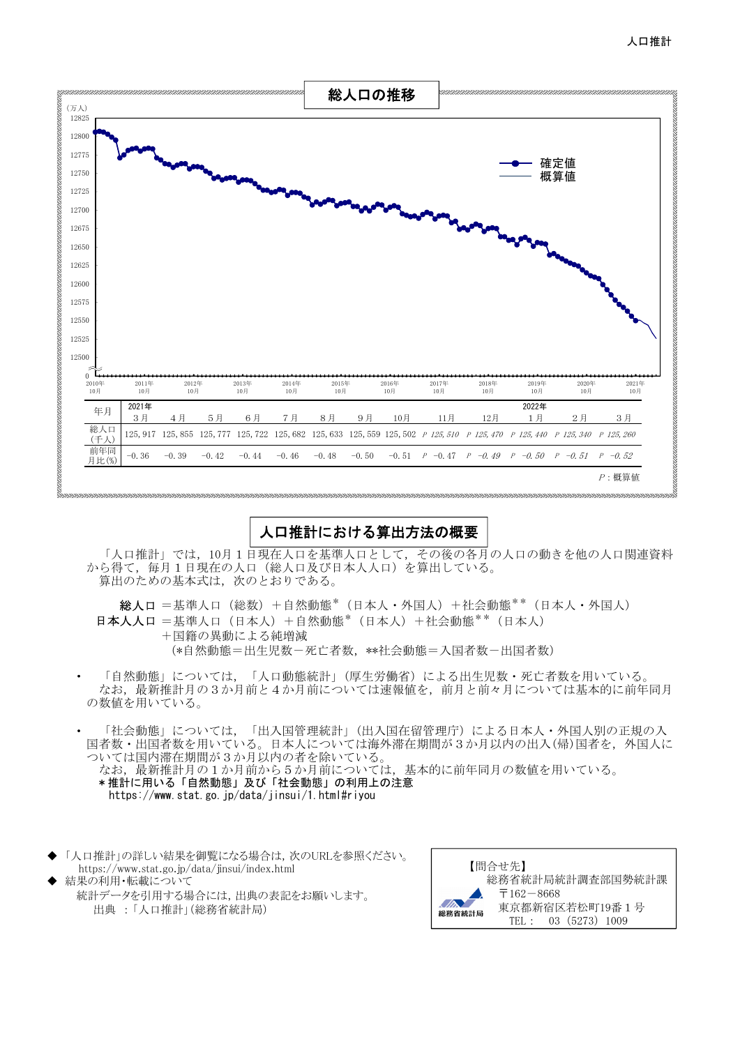## 総人口の推移

(万人)

12825
12800
12775
12750
12725
12700
12675
12650
12625
12600
12575
12550
12525
12500
0

確定値
概算値

2010年 10月
2011年 10月
2012年 10月
2013年 10月
2014年 10月
2015年 10月
2016年 10月
2017年 10月
2018年 10月
2019年 10月
2020年 10月
2021年 10月

| 年月 | 2021年 3月 | 4月 | 5月 | 6月 | 7月 | 8月 | 9月 | 10月 | 11月 | 12月 | 2022年 1月 | 2月 | 3月 |
|---|---|---|---|---|---|---|---|---|---|---|---|---|---|
| 総人口 (千人) | 125,917 | 125,855 | 125,777 | 125,722 | 125,682 | 125,633 | 125,559 | 125,502 | *P 125,510* | *P 125,470* | *P 125,440* | *P 125,340* | *P 125,260* |
| 前年同月比(%) | −0.36 | −0.39 | −0.42 | −0.44 | −0.46 | −0.48 | −0.50 | −0.51 | P −0.47 | P *−0.49* | P *−0.50* | P *−0.51* | P *−0.52* |

*P*：概算値

## 人口推計における算出方法の概要

「人口推計」では，10月１日現在人口を基準人口として，その後の各月の人口の動きを他の人口関連資料から得て，毎月１日現在の人口（総人口及び日本人人口）を算出している。
算出のための基本式は，次のとおりである。

**総人口** ＝基準人口（総数）＋自然動態*（日本人・外国人）＋社会動態**（日本人・外国人）
**日本人人口** ＝基準人口（日本人）＋自然動態*（日本人）＋社会動態**（日本人）
＋国籍の異動による純増減
（*自然動態＝出生児数－死亡者数，**社会動態＝入国者数－出国者数）

- 「自然動態」については，「人口動態統計」（厚生労働省）による出生児数・死亡者数を用いている。
  なお，最新推計月の３か月前と４か月前については速報値を，前月と前々月については基本的に前年同月の数値を用いている。

- 「社会動態」については，「出入国管理統計」（出入国在留管理庁）による日本人・外国人別の正規の入国者数・出国者数を用いている。日本人については海外滞在期間が３か月以内の出入(帰)国者を，外国人については国内滞在期間が３か月以内の者を除いている。
  なお，最新推計月の１か月前から５か月前については，基本的に前年同月の数値を用いている。
  **＊推計に用いる「自然動態」及び「社会動態」の利用上の注意**
  https://www.stat.go.jp/data/jinsui/1.html#riyou

◆ 「人口推計」の詳しい結果を御覧になる場合は，次のURLを参照ください。
https://www.stat.go.jp/data/jinsui/index.html
◆ 結果の利用・転載について
統計データを引用する場合には，出典の表記をお願いします。
出典 ：「人口推計」（総務省統計局）

【問合せ先】
総務省統計局統計調査部国勢統計課
〒162－8668
東京都新宿区若松町19番１号
TEL： 03 (5273) 1009
総務省統計局